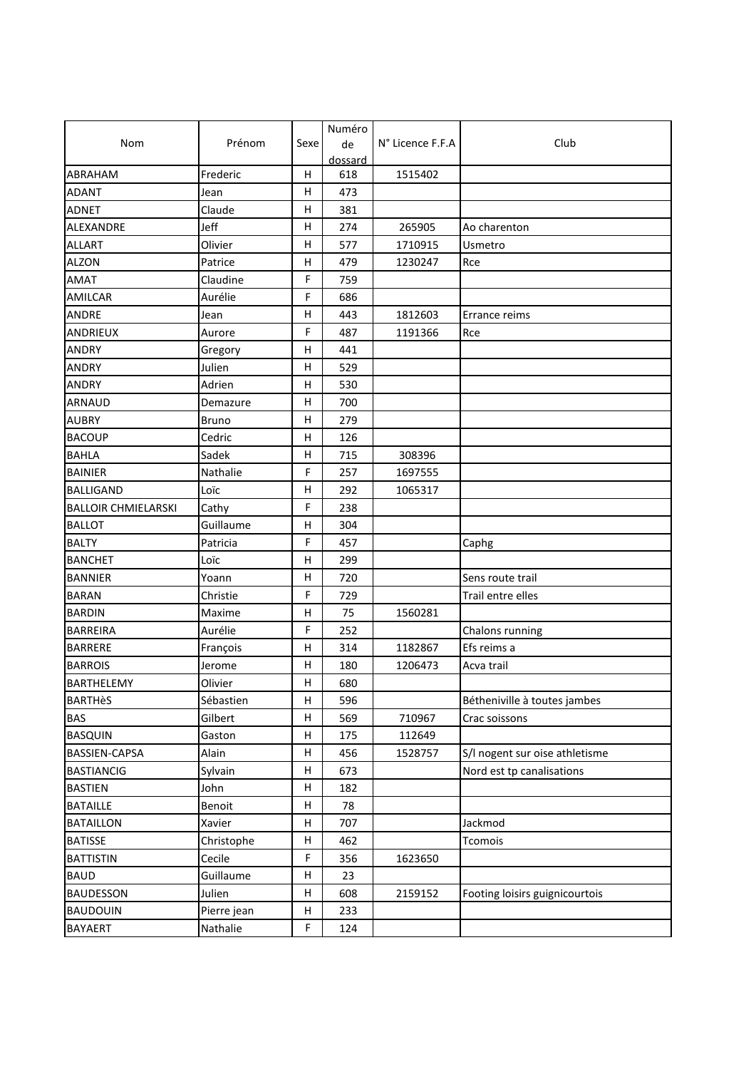| Nom | Prénom | Sexe | Numéro de dossard | N° Licence F.F.A | Club |
|---|---|---|---|---|---|
| ABRAHAM | Frederic | H | 618 | 1515402 | |
| ADANT | Jean | H | 473 | | |
| ADNET | Claude | H | 381 | | |
| ALEXANDRE | Jeff | H | 274 | 265905 | Ao charenton |
| ALLART | Olivier | H | 577 | 1710915 | Usmetro |
| ALZON | Patrice | H | 479 | 1230247 | Rce |
| AMAT | Claudine | F | 759 | | |
| AMILCAR | Aurélie | F | 686 | | |
| ANDRE | Jean | H | 443 | 1812603 | Errance reims |
| ANDRIEUX | Aurore | F | 487 | 1191366 | Rce |
| ANDRY | Gregory | H | 441 | | |
| ANDRY | Julien | H | 529 | | |
| ANDRY | Adrien | H | 530 | | |
| ARNAUD | Demazure | H | 700 | | |
| AUBRY | Bruno | H | 279 | | |
| BACOUP | Cedric | H | 126 | | |
| BAHLA | Sadek | H | 715 | 308396 | |
| BAINIER | Nathalie | F | 257 | 1697555 | |
| BALLIGAND | Loïc | H | 292 | 1065317 | |
| BALLOIR CHMIELARSKI | Cathy | F | 238 | | |
| BALLOT | Guillaume | H | 304 | | |
| BALTY | Patricia | F | 457 | | Caphg |
| BANCHET | Loïc | H | 299 | | |
| BANNIER | Yoann | H | 720 | | Sens route trail |
| BARAN | Christie | F | 729 | | Trail entre elles |
| BARDIN | Maxime | H | 75 | 1560281 | |
| BARREIRA | Aurélie | F | 252 | | Chalons running |
| BARRERE | François | H | 314 | 1182867 | Efs reims a |
| BARROIS | Jerome | H | 180 | 1206473 | Acva trail |
| BARTHELEMY | Olivier | H | 680 | | |
| BARTHèS | Sébastien | H | 596 | | Bétheniville à toutes jambes |
| BAS | Gilbert | H | 569 | 710967 | Crac soissons |
| BASQUIN | Gaston | H | 175 | 112649 | |
| BASSIEN-CAPSA | Alain | H | 456 | 1528757 | S/l nogent sur oise athletisme |
| BASTIANCIG | Sylvain | H | 673 | | Nord est tp canalisations |
| BASTIEN | John | H | 182 | | |
| BATAILLE | Benoit | H | 78 | | |
| BATAILLON | Xavier | H | 707 | | Jackmod |
| BATISSE | Christophe | H | 462 | | Tcomois |
| BATTISTIN | Cecile | F | 356 | 1623650 | |
| BAUD | Guillaume | H | 23 | | |
| BAUDESSON | Julien | H | 608 | 2159152 | Footing loisirs guignicourtois |
| BAUDOUIN | Pierre jean | H | 233 | | |
| BAYAERT | Nathalie | F | 124 | | |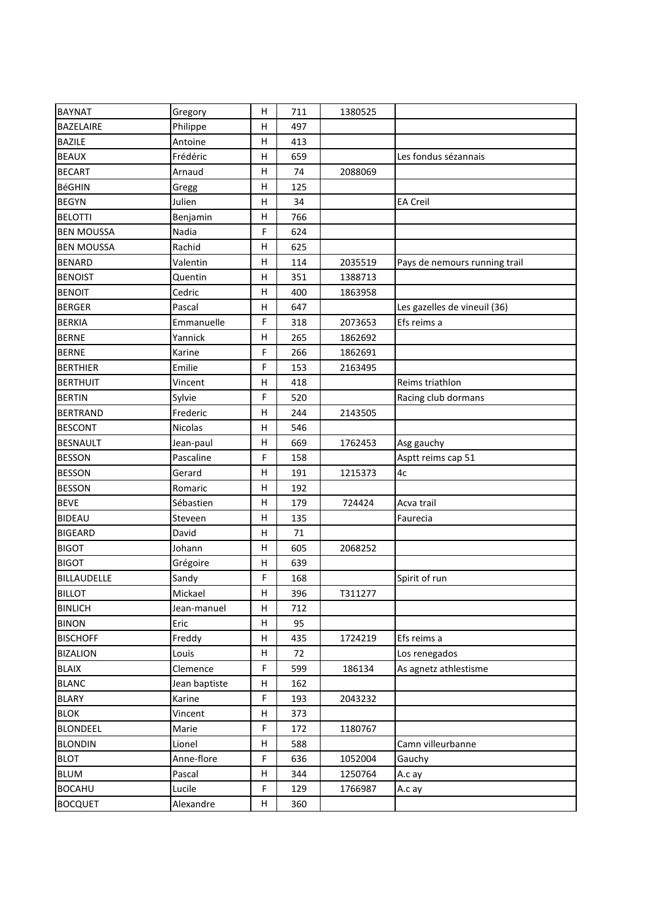| BAYNAT | Gregory | H | 711 | 1380525 | |
|---|---|---|---|---|---|
| BAZELAIRE | Philippe | H | 497 | | |
| BAZILE | Antoine | H | 413 | | |
| BEAUX | Frédéric | H | 659 | | Les fondus sézannais |
| BECART | Arnaud | H | 74 | 2088069 | |
| BéGHIN | Gregg | H | 125 | | |
| BEGYN | Julien | H | 34 | | EA Creil |
| BELOTTI | Benjamin | H | 766 | | |
| BEN MOUSSA | Nadia | F | 624 | | |
| BEN MOUSSA | Rachid | H | 625 | | |
| BENARD | Valentin | H | 114 | 2035519 | Pays de nemours running trail |
| BENOIST | Quentin | H | 351 | 1388713 | |
| BENOIT | Cedric | H | 400 | 1863958 | |
| BERGER | Pascal | H | 647 | | Les gazelles de vineuil (36) |
| BERKIA | Emmanuelle | F | 318 | 2073653 | Efs reims a |
| BERNE | Yannick | H | 265 | 1862692 | |
| BERNE | Karine | F | 266 | 1862691 | |
| BERTHIER | Emilie | F | 153 | 2163495 | |
| BERTHUIT | Vincent | H | 418 | | Reims triathlon |
| BERTIN | Sylvie | F | 520 | | Racing club dormans |
| BERTRAND | Frederic | H | 244 | 2143505 | |
| BESCONT | Nicolas | H | 546 | | |
| BESNAULT | Jean-paul | H | 669 | 1762453 | Asg gauchy |
| BESSON | Pascaline | F | 158 | | Asptt reims cap 51 |
| BESSON | Gerard | H | 191 | 1215373 | 4c |
| BESSON | Romaric | H | 192 | | |
| BEVE | Sébastien | H | 179 | 724424 | Acva trail |
| BIDEAU | Steveen | H | 135 | | Faurecia |
| BIGEARD | David | H | 71 | | |
| BIGOT | Johann | H | 605 | 2068252 | |
| BIGOT | Grégoire | H | 639 | | |
| BILLAUDELLE | Sandy | F | 168 | | Spirit of run |
| BILLOT | Mickael | H | 396 | T311277 | |
| BINLICH | Jean-manuel | H | 712 | | |
| BINON | Eric | H | 95 | | |
| BISCHOFF | Freddy | H | 435 | 1724219 | Efs reims a |
| BIZALION | Louis | H | 72 | | Los renegados |
| BLAIX | Clemence | F | 599 | 186134 | As agnetz athlestisme |
| BLANC | Jean baptiste | H | 162 | | |
| BLARY | Karine | F | 193 | 2043232 | |
| BLOK | Vincent | H | 373 | | |
| BLONDEEL | Marie | F | 172 | 1180767 | |
| BLONDIN | Lionel | H | 588 | | Camn villeurbanne |
| BLOT | Anne-flore | F | 636 | 1052004 | Gauchy |
| BLUM | Pascal | H | 344 | 1250764 | A.c ay |
| BOCAHU | Lucile | F | 129 | 1766987 | A.c ay |
| BOCQUET | Alexandre | H | 360 | | |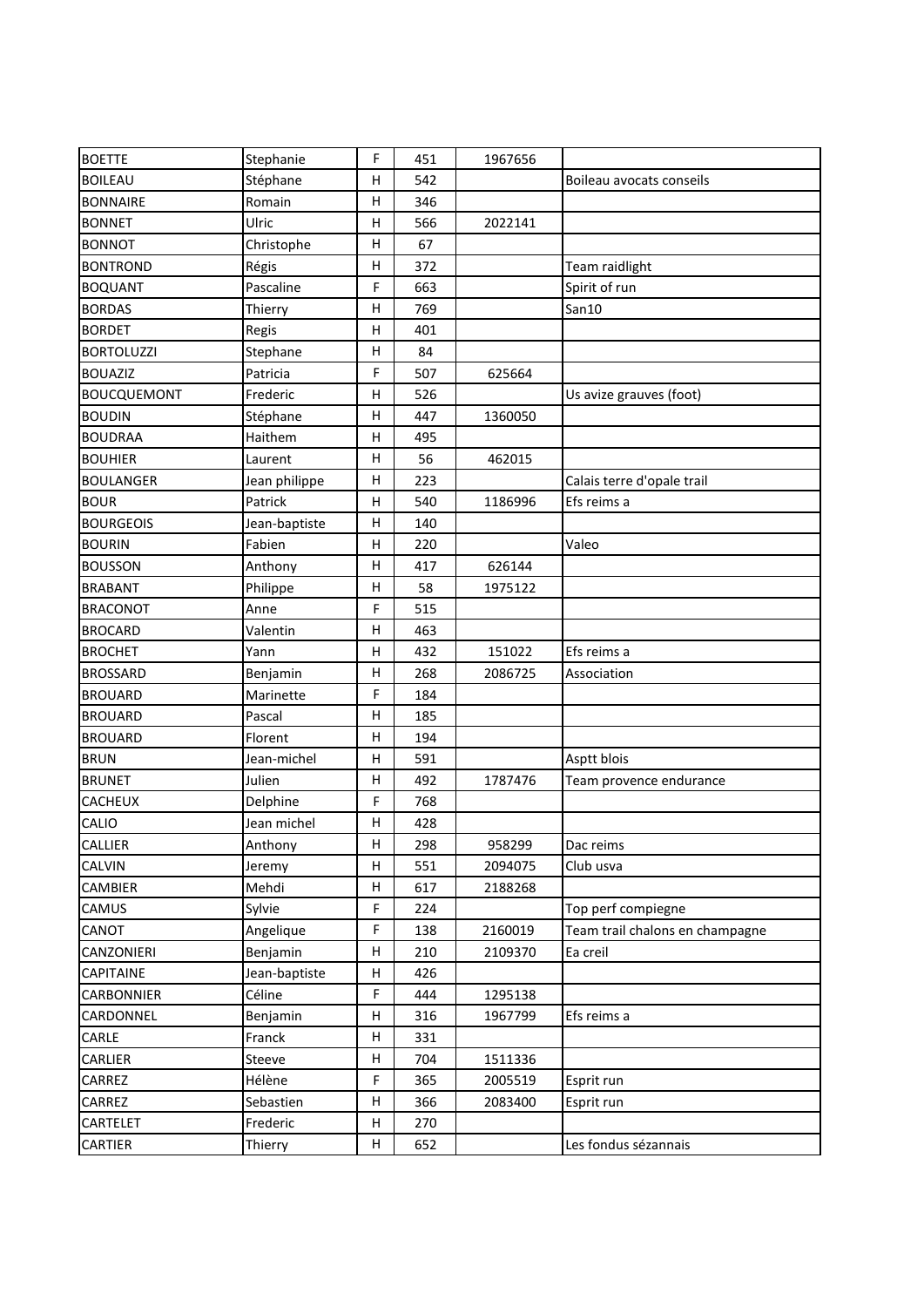| | | | | | |
|---|---|---|---|---|---|
| BOETTE | Stephanie | F | 451 | 1967656 | |
| BOILEAU | Stéphane | H | 542 | | Boileau avocats conseils |
| BONNAIRE | Romain | H | 346 | | |
| BONNET | Ulric | H | 566 | 2022141 | |
| BONNOT | Christophe | H | 67 | | |
| BONTROND | Régis | H | 372 | | Team raidlight |
| BOQUANT | Pascaline | F | 663 | | Spirit of run |
| BORDAS | Thierry | H | 769 | | San10 |
| BORDET | Regis | H | 401 | | |
| BORTOLUZZI | Stephane | H | 84 | | |
| BOUAZIZ | Patricia | F | 507 | 625664 | |
| BOUCQUEMONT | Frederic | H | 526 | | Us avize grauves (foot) |
| BOUDIN | Stéphane | H | 447 | 1360050 | |
| BOUDRAA | Haithem | H | 495 | | |
| BOUHIER | Laurent | H | 56 | 462015 | |
| BOULANGER | Jean philippe | H | 223 | | Calais terre d'opale trail |
| BOUR | Patrick | H | 540 | 1186996 | Efs reims a |
| BOURGEOIS | Jean-baptiste | H | 140 | | |
| BOURIN | Fabien | H | 220 | | Valeo |
| BOUSSON | Anthony | H | 417 | 626144 | |
| BRABANT | Philippe | H | 58 | 1975122 | |
| BRACONOT | Anne | F | 515 | | |
| BROCARD | Valentin | H | 463 | | |
| BROCHET | Yann | H | 432 | 151022 | Efs reims a |
| BROSSARD | Benjamin | H | 268 | 2086725 | Association |
| BROUARD | Marinette | F | 184 | | |
| BROUARD | Pascal | H | 185 | | |
| BROUARD | Florent | H | 194 | | |
| BRUN | Jean-michel | H | 591 | | Asptt blois |
| BRUNET | Julien | H | 492 | 1787476 | Team provence endurance |
| CACHEUX | Delphine | F | 768 | | |
| CALIO | Jean michel | H | 428 | | |
| CALLIER | Anthony | H | 298 | 958299 | Dac reims |
| CALVIN | Jeremy | H | 551 | 2094075 | Club usva |
| CAMBIER | Mehdi | H | 617 | 2188268 | |
| CAMUS | Sylvie | F | 224 | | Top perf compiegne |
| CANOT | Angelique | F | 138 | 2160019 | Team trail chalons en champagne |
| CANZONIERI | Benjamin | H | 210 | 2109370 | Ea creil |
| CAPITAINE | Jean-baptiste | H | 426 | | |
| CARBONNIER | Céline | F | 444 | 1295138 | |
| CARDONNEL | Benjamin | H | 316 | 1967799 | Efs reims a |
| CARLE | Franck | H | 331 | | |
| CARLIER | Steeve | H | 704 | 1511336 | |
| CARREZ | Hélène | F | 365 | 2005519 | Esprit run |
| CARREZ | Sebastien | H | 366 | 2083400 | Esprit run |
| CARTELET | Frederic | H | 270 | | |
| CARTIER | Thierry | H | 652 | | Les fondus sézannais |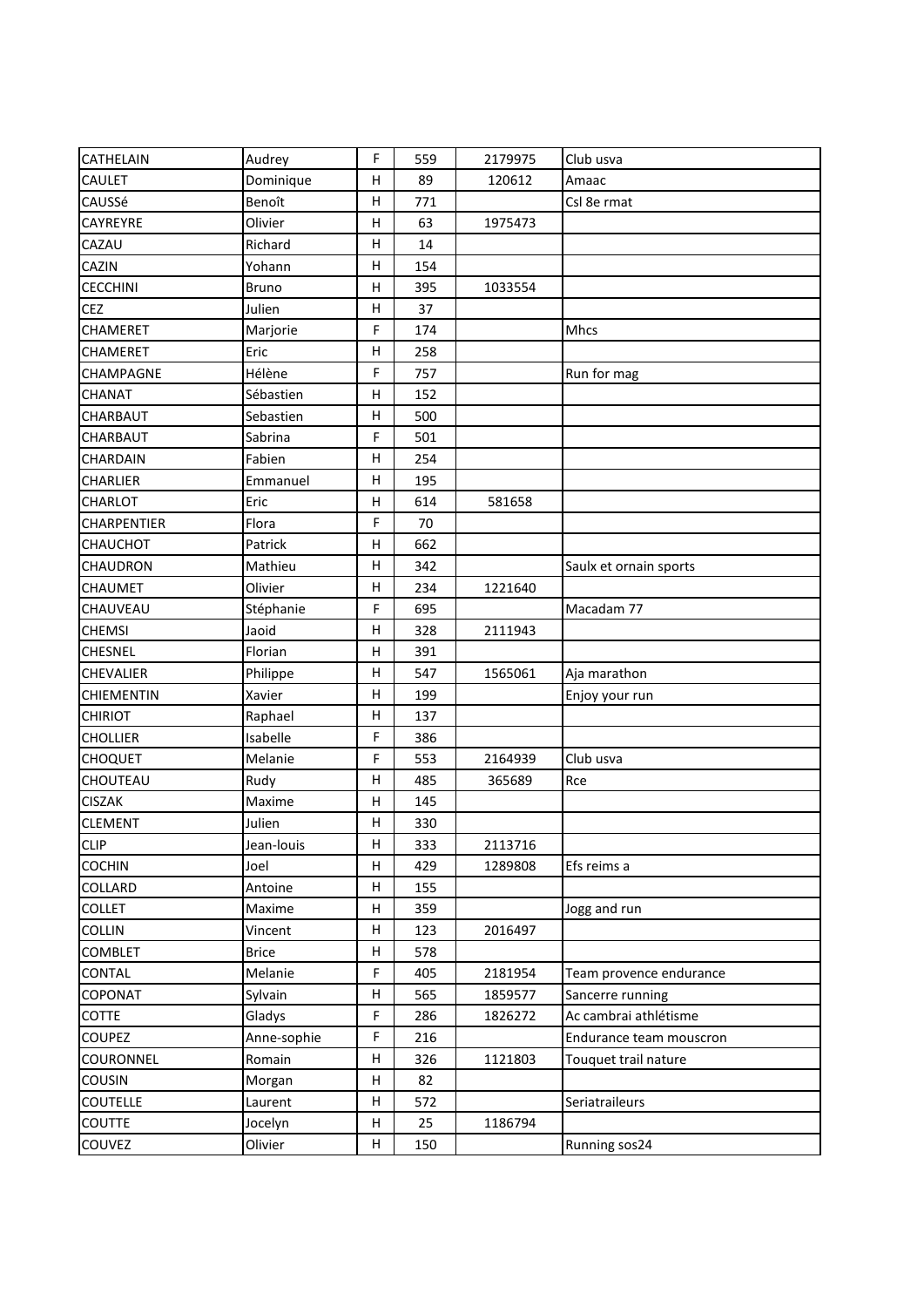| CATHELAIN | Audrey | F | 559 | 2179975 | Club usva |
|---|---|---|---|---|---|
| CAULET | Dominique | H | 89 | 120612 | Amaac |
| CAUSSé | Benoît | H | 771 | | Csl 8e rmat |
| CAYREYRE | Olivier | H | 63 | 1975473 | |
| CAZAU | Richard | H | 14 | | |
| CAZIN | Yohann | H | 154 | | |
| CECCHINI | Bruno | H | 395 | 1033554 | |
| CEZ | Julien | H | 37 | | |
| CHAMERET | Marjorie | F | 174 | | Mhcs |
| CHAMERET | Eric | H | 258 | | |
| CHAMPAGNE | Hélène | F | 757 | | Run for mag |
| CHANAT | Sébastien | H | 152 | | |
| CHARBAUT | Sebastien | H | 500 | | |
| CHARBAUT | Sabrina | F | 501 | | |
| CHARDAIN | Fabien | H | 254 | | |
| CHARLIER | Emmanuel | H | 195 | | |
| CHARLOT | Eric | H | 614 | 581658 | |
| CHARPENTIER | Flora | F | 70 | | |
| CHAUCHOT | Patrick | H | 662 | | |
| CHAUDRON | Mathieu | H | 342 | | Saulx et ornain sports |
| CHAUMET | Olivier | H | 234 | 1221640 | |
| CHAUVEAU | Stéphanie | F | 695 | | Macadam 77 |
| CHEMSI | Jaoid | H | 328 | 2111943 | |
| CHESNEL | Florian | H | 391 | | |
| CHEVALIER | Philippe | H | 547 | 1565061 | Aja marathon |
| CHIEMENTIN | Xavier | H | 199 | | Enjoy your run |
| CHIRIOT | Raphael | H | 137 | | |
| CHOLLIER | Isabelle | F | 386 | | |
| CHOQUET | Melanie | F | 553 | 2164939 | Club usva |
| CHOUTEAU | Rudy | H | 485 | 365689 | Rce |
| CISZAK | Maxime | H | 145 | | |
| CLEMENT | Julien | H | 330 | | |
| CLIP | Jean-louis | H | 333 | 2113716 | |
| COCHIN | Joel | H | 429 | 1289808 | Efs reims a |
| COLLARD | Antoine | H | 155 | | |
| COLLET | Maxime | H | 359 | | Jogg and run |
| COLLIN | Vincent | H | 123 | 2016497 | |
| COMBLET | Brice | H | 578 | | |
| CONTAL | Melanie | F | 405 | 2181954 | Team provence endurance |
| COPONAT | Sylvain | H | 565 | 1859577 | Sancerre running |
| COTTE | Gladys | F | 286 | 1826272 | Ac cambrai athlétisme |
| COUPEZ | Anne-sophie | F | 216 | | Endurance team mouscron |
| COURONNEL | Romain | H | 326 | 1121803 | Touquet trail nature |
| COUSIN | Morgan | H | 82 | | |
| COUTELLE | Laurent | H | 572 | | Seriatraileurs |
| COUTTE | Jocelyn | H | 25 | 1186794 | |
| COUVEZ | Olivier | H | 150 | | Running sos24 |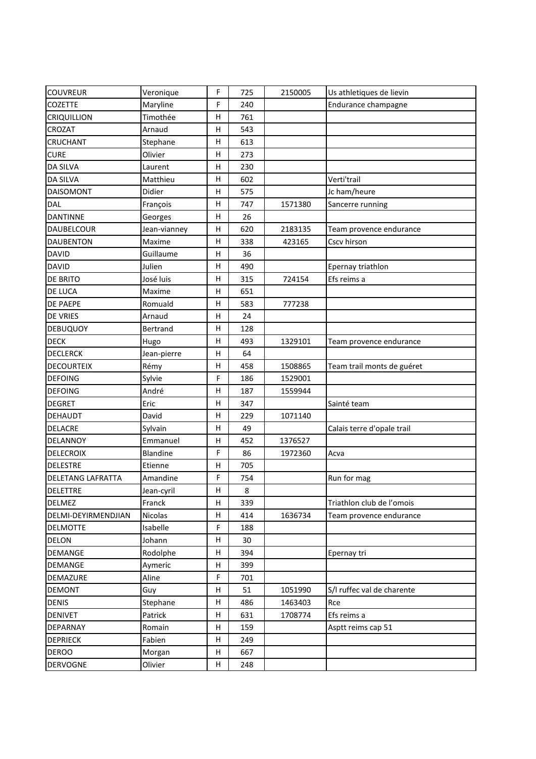| COUVREUR | Veronique | F | 725 | 2150005 | Us athletiques de lievin |
|---|---|---|---|---|---|
| COZETTE | Maryline | F | 240 | | Endurance champagne |
| CRIQUILLION | Timothée | H | 761 | | |
| CROZAT | Arnaud | H | 543 | | |
| CRUCHANT | Stephane | H | 613 | | |
| CURE | Olivier | H | 273 | | |
| DA SILVA | Laurent | H | 230 | | |
| DA SILVA | Matthieu | H | 602 | | Verti'trail |
| DAISOMONT | Didier | H | 575 | | Jc ham/heure |
| DAL | François | H | 747 | 1571380 | Sancerre running |
| DANTINNE | Georges | H | 26 | | |
| DAUBELCOUR | Jean-vianney | H | 620 | 2183135 | Team provence endurance |
| DAUBENTON | Maxime | H | 338 | 423165 | Cscv hirson |
| DAVID | Guillaume | H | 36 | | |
| DAVID | Julien | H | 490 | | Epernay triathlon |
| DE BRITO | José luis | H | 315 | 724154 | Efs reims a |
| DE LUCA | Maxime | H | 651 | | |
| DE PAEPE | Romuald | H | 583 | 777238 | |
| DE VRIES | Arnaud | H | 24 | | |
| DEBUQUOY | Bertrand | H | 128 | | |
| DECK | Hugo | H | 493 | 1329101 | Team provence endurance |
| DECLERCK | Jean-pierre | H | 64 | | |
| DECOURTEIX | Rémy | H | 458 | 1508865 | Team trail monts de guéret |
| DEFOING | Sylvie | F | 186 | 1529001 | |
| DEFOING | André | H | 187 | 1559944 | |
| DEGRET | Eric | H | 347 | | Sainté team |
| DEHAUDT | David | H | 229 | 1071140 | |
| DELACRE | Sylvain | H | 49 | | Calais terre d'opale trail |
| DELANNOY | Emmanuel | H | 452 | 1376527 | |
| DELECROIX | Blandine | F | 86 | 1972360 | Acva |
| DELESTRE | Etienne | H | 705 | | |
| DELETANG LAFRATTA | Amandine | F | 754 | | Run for mag |
| DELETTRE | Jean-cyril | H | 8 | | |
| DELMEZ | Franck | H | 339 | | Triathlon club de l'omois |
| DELMI-DEYIRMENDJIAN | Nicolas | H | 414 | 1636734 | Team provence endurance |
| DELMOTTE | Isabelle | F | 188 | | |
| DELON | Johann | H | 30 | | |
| DEMANGE | Rodolphe | H | 394 | | Epernay tri |
| DEMANGE | Aymeric | H | 399 | | |
| DEMAZURE | Aline | F | 701 | | |
| DEMONT | Guy | H | 51 | 1051990 | S/l ruffec val de charente |
| DENIS | Stephane | H | 486 | 1463403 | Rce |
| DENIVET | Patrick | H | 631 | 1708774 | Efs reims a |
| DEPARNAY | Romain | H | 159 | | Asptt reims cap 51 |
| DEPRIECK | Fabien | H | 249 | | |
| DEROO | Morgan | H | 667 | | |
| DERVOGNE | Olivier | H | 248 | | |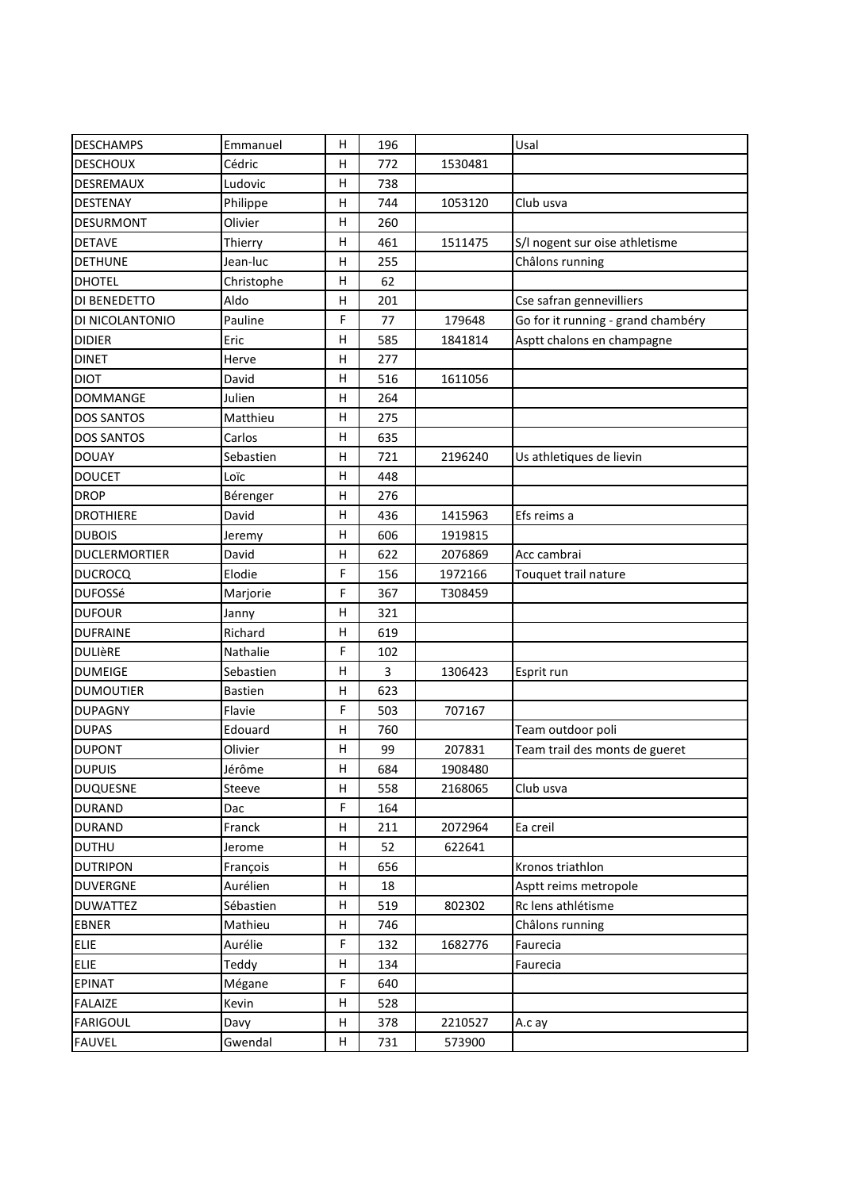| DESCHAMPS | Emmanuel | H | 196 | | Usal |
|---|---|---|---|---|---|
| DESCHOUX | Cédric | H | 772 | 1530481 | |
| DESREMAUX | Ludovic | H | 738 | | |
| DESTENAY | Philippe | H | 744 | 1053120 | Club usva |
| DESURMONT | Olivier | H | 260 | | |
| DETAVE | Thierry | H | 461 | 1511475 | S/l nogent sur oise athletisme |
| DETHUNE | Jean-luc | H | 255 | | Châlons running |
| DHOTEL | Christophe | H | 62 | | |
| DI BENEDETTO | Aldo | H | 201 | | Cse safran gennevilliers |
| DI NICOLANTONIO | Pauline | F | 77 | 179648 | Go for it running - grand chambéry |
| DIDIER | Eric | H | 585 | 1841814 | Asptt chalons en champagne |
| DINET | Herve | H | 277 | | |
| DIOT | David | H | 516 | 1611056 | |
| DOMMANGE | Julien | H | 264 | | |
| DOS SANTOS | Matthieu | H | 275 | | |
| DOS SANTOS | Carlos | H | 635 | | |
| DOUAY | Sebastien | H | 721 | 2196240 | Us athletiques de lievin |
| DOUCET | Loïc | H | 448 | | |
| DROP | Bérenger | H | 276 | | |
| DROTHIERE | David | H | 436 | 1415963 | Efs reims a |
| DUBOIS | Jeremy | H | 606 | 1919815 | |
| DUCLERMORTIER | David | H | 622 | 2076869 | Acc cambrai |
| DUCROCQ | Elodie | F | 156 | 1972166 | Touquet trail nature |
| DUFOSSé | Marjorie | F | 367 | T308459 | |
| DUFOUR | Janny | H | 321 | | |
| DUFRAINE | Richard | H | 619 | | |
| DULIèRE | Nathalie | F | 102 | | |
| DUMEIGE | Sebastien | H | 3 | 1306423 | Esprit run |
| DUMOUTIER | Bastien | H | 623 | | |
| DUPAGNY | Flavie | F | 503 | 707167 | |
| DUPAS | Edouard | H | 760 | | Team outdoor poli |
| DUPONT | Olivier | H | 99 | 207831 | Team trail des monts de gueret |
| DUPUIS | Jérôme | H | 684 | 1908480 | |
| DUQUESNE | Steeve | H | 558 | 2168065 | Club usva |
| DURAND | Dac | F | 164 | | |
| DURAND | Franck | H | 211 | 2072964 | Ea creil |
| DUTHU | Jerome | H | 52 | 622641 | |
| DUTRIPON | François | H | 656 | | Kronos triathlon |
| DUVERGNE | Aurélien | H | 18 | | Asptt reims metropole |
| DUWATTEZ | Sébastien | H | 519 | 802302 | Rc lens athlétisme |
| EBNER | Mathieu | H | 746 | | Châlons running |
| ELIE | Aurélie | F | 132 | 1682776 | Faurecia |
| ELIE | Teddy | H | 134 | | Faurecia |
| EPINAT | Mégane | F | 640 | | |
| FALAIZE | Kevin | H | 528 | | |
| FARIGOUL | Davy | H | 378 | 2210527 | A.c ay |
| FAUVEL | Gwendal | H | 731 | 573900 | |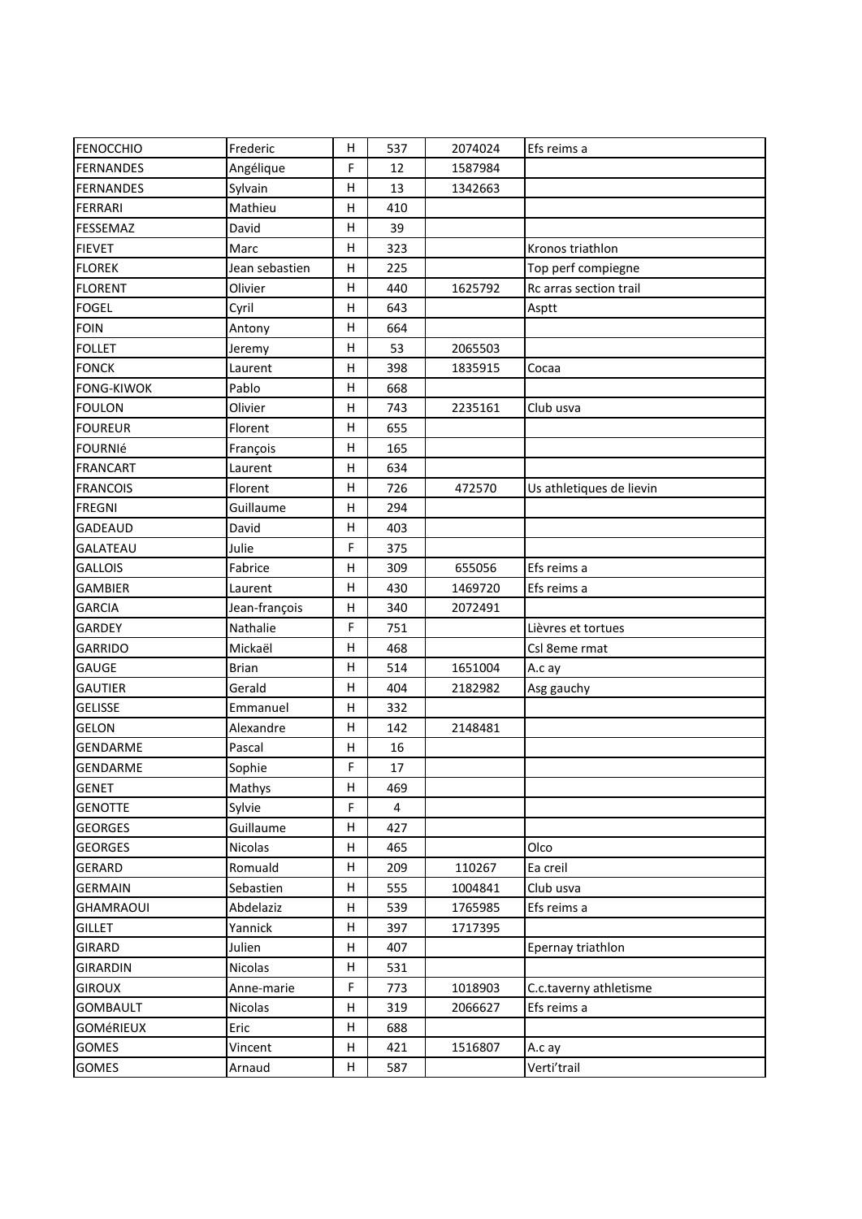| FENOCCHIO | Frederic | H | 537 | 2074024 | Efs reims a |
|---|---|---|---|---|---|
| FERNANDES | Angélique | F | 12 | 1587984 | |
| FERNANDES | Sylvain | H | 13 | 1342663 | |
| FERRARI | Mathieu | H | 410 | | |
| FESSEMAZ | David | H | 39 | | |
| FIEVET | Marc | H | 323 | | Kronos triathlon |
| FLOREK | Jean sebastien | H | 225 | | Top perf compiegne |
| FLORENT | Olivier | H | 440 | 1625792 | Rc arras section trail |
| FOGEL | Cyril | H | 643 | | Asptt |
| FOIN | Antony | H | 664 | | |
| FOLLET | Jeremy | H | 53 | 2065503 | |
| FONCK | Laurent | H | 398 | 1835915 | Cocaa |
| FONG-KIWOK | Pablo | H | 668 | | |
| FOULON | Olivier | H | 743 | 2235161 | Club usva |
| FOUREUR | Florent | H | 655 | | |
| FOURNIé | François | H | 165 | | |
| FRANCART | Laurent | H | 634 | | |
| FRANCOIS | Florent | H | 726 | 472570 | Us athletiques de lievin |
| FREGNI | Guillaume | H | 294 | | |
| GADEAUD | David | H | 403 | | |
| GALATEAU | Julie | F | 375 | | |
| GALLOIS | Fabrice | H | 309 | 655056 | Efs reims a |
| GAMBIER | Laurent | H | 430 | 1469720 | Efs reims a |
| GARCIA | Jean-françois | H | 340 | 2072491 | |
| GARDEY | Nathalie | F | 751 | | Lièvres et tortues |
| GARRIDO | Mickaël | H | 468 | | Csl 8eme rmat |
| GAUGE | Brian | H | 514 | 1651004 | A.c ay |
| GAUTIER | Gerald | H | 404 | 2182982 | Asg gauchy |
| GELISSE | Emmanuel | H | 332 | | |
| GELON | Alexandre | H | 142 | 2148481 | |
| GENDARME | Pascal | H | 16 | | |
| GENDARME | Sophie | F | 17 | | |
| GENET | Mathys | H | 469 | | |
| GENOTTE | Sylvie | F | 4 | | |
| GEORGES | Guillaume | H | 427 | | |
| GEORGES | Nicolas | H | 465 | | Olco |
| GERARD | Romuald | H | 209 | 110267 | Ea creil |
| GERMAIN | Sebastien | H | 555 | 1004841 | Club usva |
| GHAMRAOUI | Abdelaziz | H | 539 | 1765985 | Efs reims a |
| GILLET | Yannick | H | 397 | 1717395 | |
| GIRARD | Julien | H | 407 | | Epernay triathlon |
| GIRARDIN | Nicolas | H | 531 | | |
| GIROUX | Anne-marie | F | 773 | 1018903 | C.c.taverny athletisme |
| GOMBAULT | Nicolas | H | 319 | 2066627 | Efs reims a |
| GOMéRIEUX | Eric | H | 688 | | |
| GOMES | Vincent | H | 421 | 1516807 | A.c ay |
| GOMES | Arnaud | H | 587 | | Verti'trail |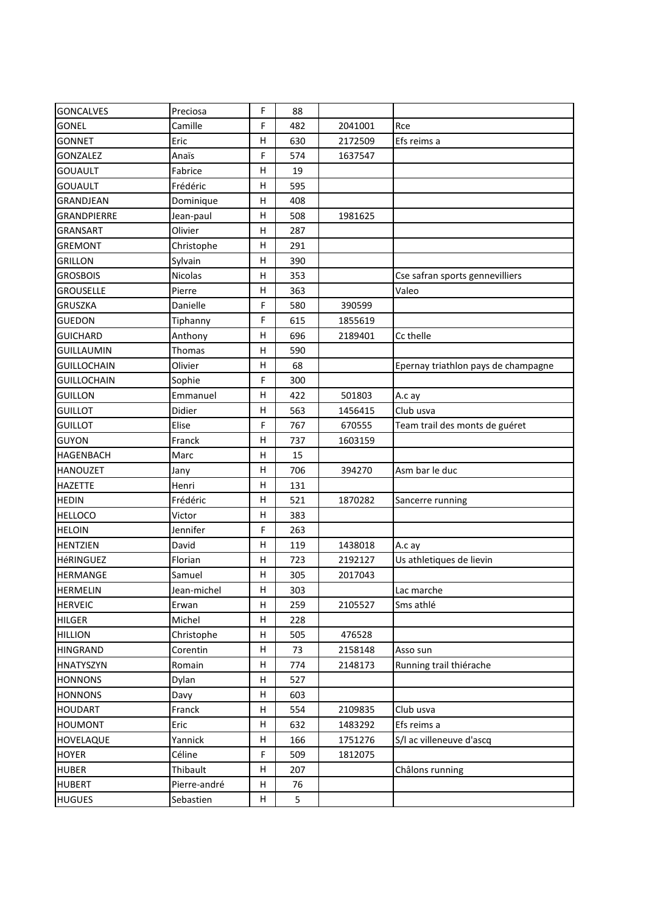| | | | | | |
|---|---|---|---|---|---|
| GONCALVES | Preciosa | F | 88 | | |
| GONEL | Camille | F | 482 | 2041001 | Rce |
| GONNET | Eric | H | 630 | 2172509 | Efs reims a |
| GONZALEZ | Anaïs | F | 574 | 1637547 | |
| GOUAULT | Fabrice | H | 19 | | |
| GOUAULT | Frédéric | H | 595 | | |
| GRANDJEAN | Dominique | H | 408 | | |
| GRANDPIERRE | Jean-paul | H | 508 | 1981625 | |
| GRANSART | Olivier | H | 287 | | |
| GREMONT | Christophe | H | 291 | | |
| GRILLON | Sylvain | H | 390 | | |
| GROSBOIS | Nicolas | H | 353 | | Cse safran sports gennevilliers |
| GROUSELLE | Pierre | H | 363 | | Valeo |
| GRUSZKA | Danielle | F | 580 | 390599 | |
| GUEDON | Tiphanny | F | 615 | 1855619 | |
| GUICHARD | Anthony | H | 696 | 2189401 | Cc thelle |
| GUILLAUMIN | Thomas | H | 590 | | |
| GUILLOCHAIN | Olivier | H | 68 | | Epernay triathlon pays de champagne |
| GUILLOCHAIN | Sophie | F | 300 | | |
| GUILLON | Emmanuel | H | 422 | 501803 | A.c ay |
| GUILLOT | Didier | H | 563 | 1456415 | Club usva |
| GUILLOT | Elise | F | 767 | 670555 | Team trail des monts de guéret |
| GUYON | Franck | H | 737 | 1603159 | |
| HAGENBACH | Marc | H | 15 | | |
| HANOUZET | Jany | H | 706 | 394270 | Asm bar le duc |
| HAZETTE | Henri | H | 131 | | |
| HEDIN | Frédéric | H | 521 | 1870282 | Sancerre running |
| HELLOCO | Victor | H | 383 | | |
| HELOIN | Jennifer | F | 263 | | |
| HENTZIEN | David | H | 119 | 1438018 | A.c ay |
| HéRINGUEZ | Florian | H | 723 | 2192127 | Us athletiques de lievin |
| HERMANGE | Samuel | H | 305 | 2017043 | |
| HERMELIN | Jean-michel | H | 303 | | Lac marche |
| HERVEIC | Erwan | H | 259 | 2105527 | Sms athlé |
| HILGER | Michel | H | 228 | | |
| HILLION | Christophe | H | 505 | 476528 | |
| HINGRAND | Corentin | H | 73 | 2158148 | Asso sun |
| HNATYSZYN | Romain | H | 774 | 2148173 | Running trail thiérache |
| HONNONS | Dylan | H | 527 | | |
| HONNONS | Davy | H | 603 | | |
| HOUDART | Franck | H | 554 | 2109835 | Club usva |
| HOUMONT | Eric | H | 632 | 1483292 | Efs reims a |
| HOVELAQUE | Yannick | H | 166 | 1751276 | S/l ac villeneuve d'ascq |
| HOYER | Céline | F | 509 | 1812075 | |
| HUBER | Thibault | H | 207 | | Châlons running |
| HUBERT | Pierre-andré | H | 76 | | |
| HUGUES | Sebastien | H | 5 | | |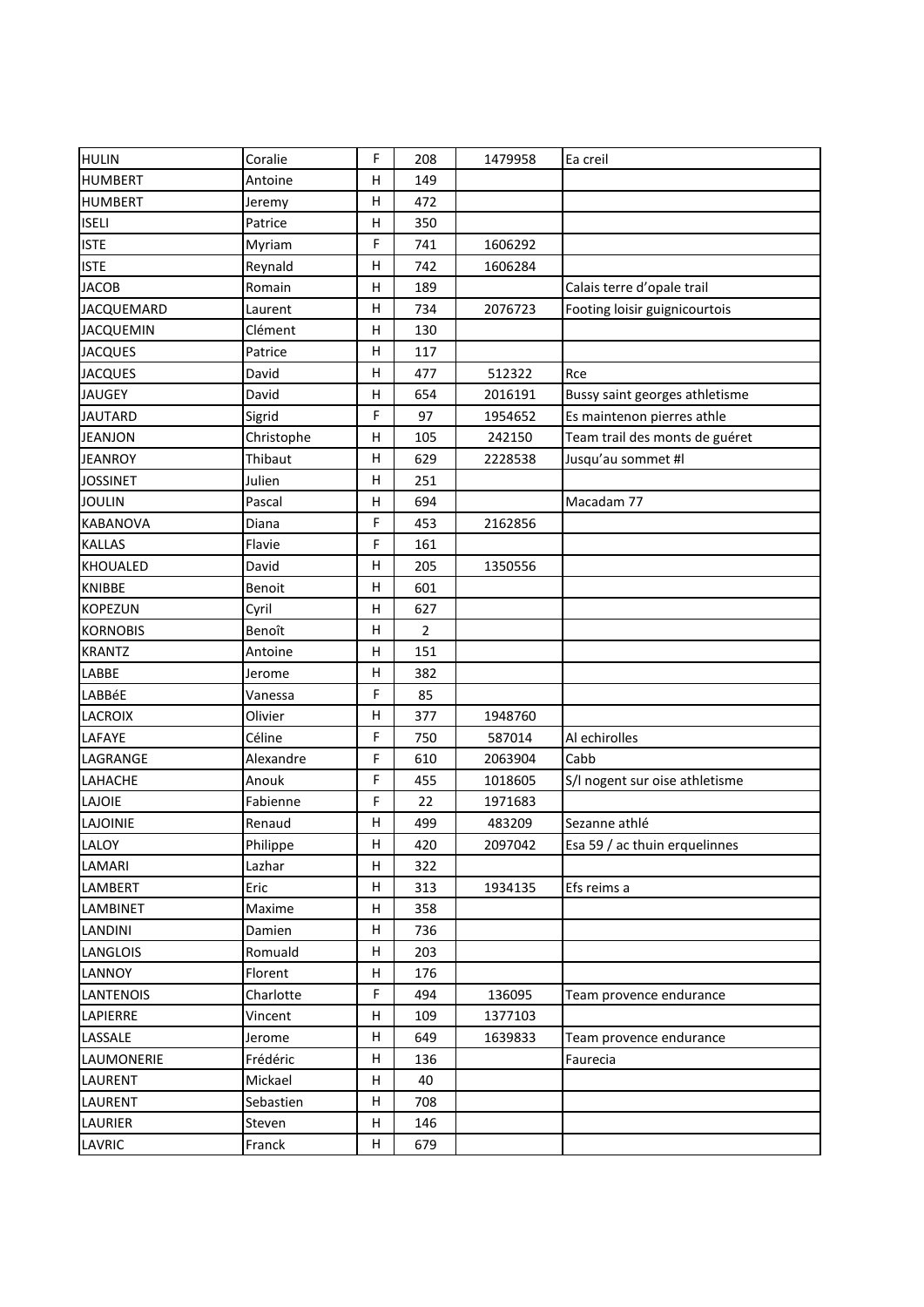| HULIN | Coralie | F | 208 | 1479958 | Ea creil |
|---|---|---|---|---|---|
| HUMBERT | Antoine | H | 149 | | |
| HUMBERT | Jeremy | H | 472 | | |
| ISELI | Patrice | H | 350 | | |
| ISTE | Myriam | F | 741 | 1606292 | |
| ISTE | Reynald | H | 742 | 1606284 | |
| JACOB | Romain | H | 189 | | Calais terre d'opale trail |
| JACQUEMARD | Laurent | H | 734 | 2076723 | Footing loisir guignicourtois |
| JACQUEMIN | Clément | H | 130 | | |
| JACQUES | Patrice | H | 117 | | |
| JACQUES | David | H | 477 | 512322 | Rce |
| JAUGEY | David | H | 654 | 2016191 | Bussy saint georges athletisme |
| JAUTARD | Sigrid | F | 97 | 1954652 | Es maintenon pierres athle |
| JEANJON | Christophe | H | 105 | 242150 | Team trail des monts de guéret |
| JEANROY | Thibaut | H | 629 | 2228538 | Jusqu'au sommet #l |
| JOSSINET | Julien | H | 251 | | |
| JOULIN | Pascal | H | 694 | | Macadam 77 |
| KABANOVA | Diana | F | 453 | 2162856 | |
| KALLAS | Flavie | F | 161 | | |
| KHOUALED | David | H | 205 | 1350556 | |
| KNIBBE | Benoit | H | 601 | | |
| KOPEZUN | Cyril | H | 627 | | |
| KORNOBIS | Benoît | H | 2 | | |
| KRANTZ | Antoine | H | 151 | | |
| LABBE | Jerome | H | 382 | | |
| LABBéE | Vanessa | F | 85 | | |
| LACROIX | Olivier | H | 377 | 1948760 | |
| LAFAYE | Céline | F | 750 | 587014 | Al echirolles |
| LAGRANGE | Alexandre | F | 610 | 2063904 | Cabb |
| LAHACHE | Anouk | F | 455 | 1018605 | S/l nogent sur oise athletisme |
| LAJOIE | Fabienne | F | 22 | 1971683 | |
| LAJOINIE | Renaud | H | 499 | 483209 | Sezanne athlé |
| LALOY | Philippe | H | 420 | 2097042 | Esa 59 / ac thuin erquelinnes |
| LAMARI | Lazhar | H | 322 | | |
| LAMBERT | Eric | H | 313 | 1934135 | Efs reims a |
| LAMBINET | Maxime | H | 358 | | |
| LANDINI | Damien | H | 736 | | |
| LANGLOIS | Romuald | H | 203 | | |
| LANNOY | Florent | H | 176 | | |
| LANTENOIS | Charlotte | F | 494 | 136095 | Team provence endurance |
| LAPIERRE | Vincent | H | 109 | 1377103 | |
| LASSALE | Jerome | H | 649 | 1639833 | Team provence endurance |
| LAUMONERIE | Frédéric | H | 136 | | Faurecia |
| LAURENT | Mickael | H | 40 | | |
| LAURENT | Sebastien | H | 708 | | |
| LAURIER | Steven | H | 146 | | |
| LAVRIC | Franck | H | 679 | | |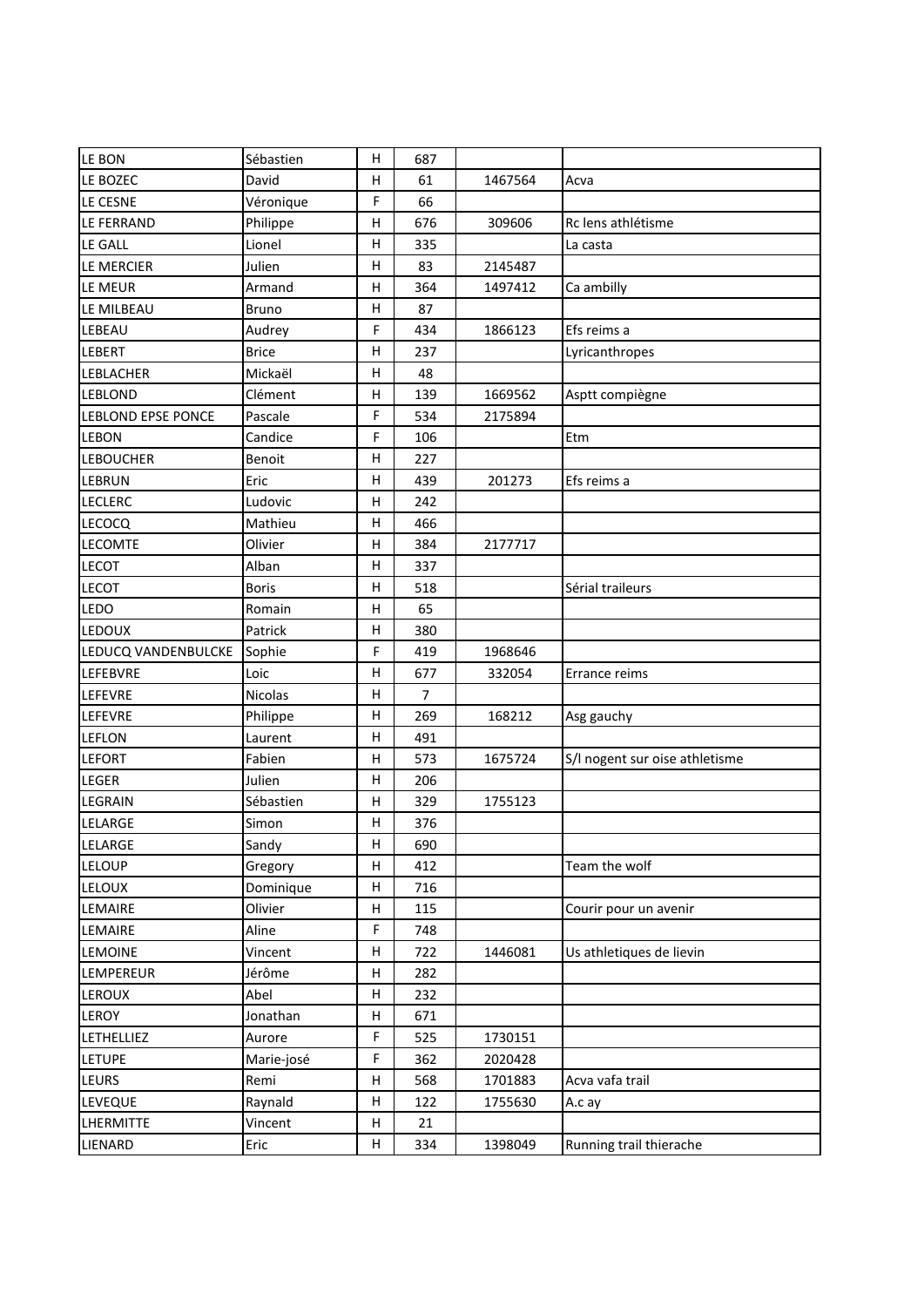| LE BON | Sébastien | H | 687 | | |
|---|---|---|---|---|---|
| LE BOZEC | David | H | 61 | 1467564 | Acva |
| LE CESNE | Véronique | F | 66 | | |
| LE FERRAND | Philippe | H | 676 | 309606 | Rc lens athlétisme |
| LE GALL | Lionel | H | 335 | | La casta |
| LE MERCIER | Julien | H | 83 | 2145487 | |
| LE MEUR | Armand | H | 364 | 1497412 | Ca ambilly |
| LE MILBEAU | Bruno | H | 87 | | |
| LEBEAU | Audrey | F | 434 | 1866123 | Efs reims a |
| LEBERT | Brice | H | 237 | | Lyricanthropes |
| LEBLACHER | Mickaël | H | 48 | | |
| LEBLOND | Clément | H | 139 | 1669562 | Asptt compiègne |
| LEBLOND EPSE PONCE | Pascale | F | 534 | 2175894 | |
| LEBON | Candice | F | 106 | | Etm |
| LEBOUCHER | Benoit | H | 227 | | |
| LEBRUN | Eric | H | 439 | 201273 | Efs reims a |
| LECLERC | Ludovic | H | 242 | | |
| LECOCQ | Mathieu | H | 466 | | |
| LECOMTE | Olivier | H | 384 | 2177717 | |
| LECOT | Alban | H | 337 | | |
| LECOT | Boris | H | 518 | | Sérial traileurs |
| LEDO | Romain | H | 65 | | |
| LEDOUX | Patrick | H | 380 | | |
| LEDUCQ VANDENBULCKE | Sophie | F | 419 | 1968646 | |
| LEFEBVRE | Loic | H | 677 | 332054 | Errance reims |
| LEFEVRE | Nicolas | H | 7 | | |
| LEFEVRE | Philippe | H | 269 | 168212 | Asg gauchy |
| LEFLON | Laurent | H | 491 | | |
| LEFORT | Fabien | H | 573 | 1675724 | S/l nogent sur oise athletisme |
| LEGER | Julien | H | 206 | | |
| LEGRAIN | Sébastien | H | 329 | 1755123 | |
| LELARGE | Simon | H | 376 | | |
| LELARGE | Sandy | H | 690 | | |
| LELOUP | Gregory | H | 412 | | Team the wolf |
| LELOUX | Dominique | H | 716 | | |
| LEMAIRE | Olivier | H | 115 | | Courir pour un avenir |
| LEMAIRE | Aline | F | 748 | | |
| LEMOINE | Vincent | H | 722 | 1446081 | Us athletiques de lievin |
| LEMPEREUR | Jérôme | H | 282 | | |
| LEROUX | Abel | H | 232 | | |
| LEROY | Jonathan | H | 671 | | |
| LETHELLIEZ | Aurore | F | 525 | 1730151 | |
| LETUPE | Marie-josé | F | 362 | 2020428 | |
| LEURS | Remi | H | 568 | 1701883 | Acva vafa trail |
| LEVEQUE | Raynald | H | 122 | 1755630 | A.c ay |
| LHERMITTE | Vincent | H | 21 | | |
| LIENARD | Eric | H | 334 | 1398049 | Running trail thierache |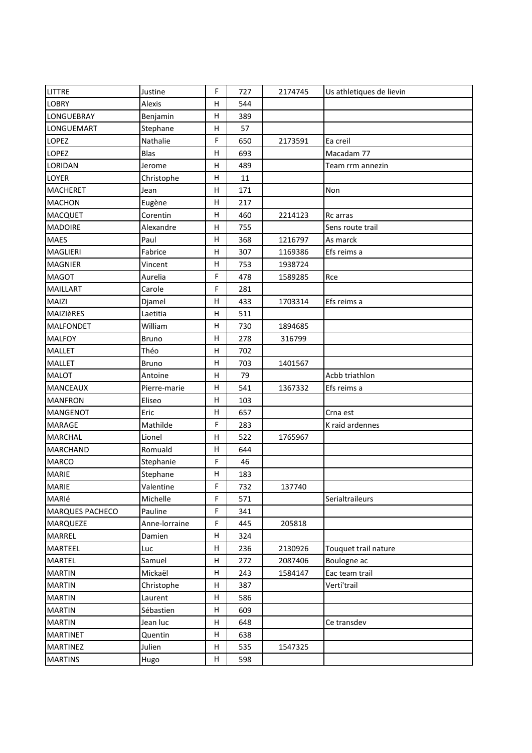| | | | | | |
|---|---|---|---|---|---|
| LITTRE | Justine | F | 727 | 2174745 | Us athletiques de lievin |
| LOBRY | Alexis | H | 544 | | |
| LONGUEBRAY | Benjamin | H | 389 | | |
| LONGUEMART | Stephane | H | 57 | | |
| LOPEZ | Nathalie | F | 650 | 2173591 | Ea creil |
| LOPEZ | Blas | H | 693 | | Macadam 77 |
| LORIDAN | Jerome | H | 489 | | Team rrm annezin |
| LOYER | Christophe | H | 11 | | |
| MACHERET | Jean | H | 171 | | Non |
| MACHON | Eugène | H | 217 | | |
| MACQUET | Corentin | H | 460 | 2214123 | Rc arras |
| MADOIRE | Alexandre | H | 755 | | Sens route trail |
| MAES | Paul | H | 368 | 1216797 | As marck |
| MAGLIERI | Fabrice | H | 307 | 1169386 | Efs reims a |
| MAGNIER | Vincent | H | 753 | 1938724 | |
| MAGOT | Aurelia | F | 478 | 1589285 | Rce |
| MAILLART | Carole | F | 281 | | |
| MAIZI | Djamel | H | 433 | 1703314 | Efs reims a |
| MAIZIèRES | Laetitia | H | 511 | | |
| MALFONDET | William | H | 730 | 1894685 | |
| MALFOY | Bruno | H | 278 | 316799 | |
| MALLET | Théo | H | 702 | | |
| MALLET | Bruno | H | 703 | 1401567 | |
| MALOT | Antoine | H | 79 | | Acbb triathlon |
| MANCEAUX | Pierre-marie | H | 541 | 1367332 | Efs reims a |
| MANFRON | Eliseo | H | 103 | | |
| MANGENOT | Eric | H | 657 | | Crna est |
| MARAGE | Mathilde | F | 283 | | K raid ardennes |
| MARCHAL | Lionel | H | 522 | 1765967 | |
| MARCHAND | Romuald | H | 644 | | |
| MARCO | Stephanie | F | 46 | | |
| MARIE | Stephane | H | 183 | | |
| MARIE | Valentine | F | 732 | 137740 | |
| MARIé | Michelle | F | 571 | | Serialtraileurs |
| MARQUES PACHECO | Pauline | F | 341 | | |
| MARQUEZE | Anne-lorraine | F | 445 | 205818 | |
| MARREL | Damien | H | 324 | | |
| MARTEEL | Luc | H | 236 | 2130926 | Touquet trail nature |
| MARTEL | Samuel | H | 272 | 2087406 | Boulogne ac |
| MARTIN | Mickaël | H | 243 | 1584147 | Eac team trail |
| MARTIN | Christophe | H | 387 | | Verti'trail |
| MARTIN | Laurent | H | 586 | | |
| MARTIN | Sébastien | H | 609 | | |
| MARTIN | Jean luc | H | 648 | | Ce transdev |
| MARTINET | Quentin | H | 638 | | |
| MARTINEZ | Julien | H | 535 | 1547325 | |
| MARTINS | Hugo | H | 598 | | |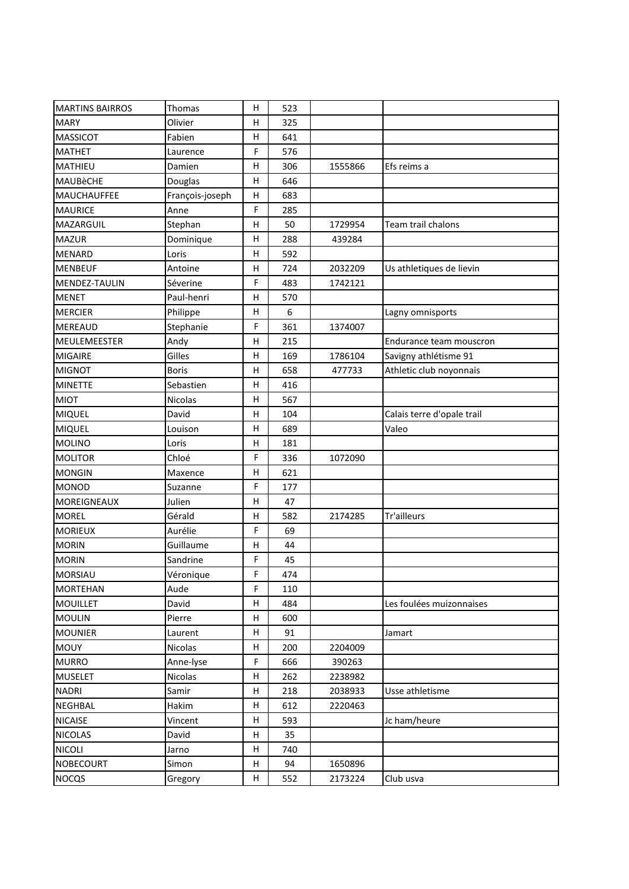| MARTINS BAIRROS | Thomas | H | 523 | | |
|---|---|---|---|---|---|
| MARY | Olivier | H | 325 | | |
| MASSICOT | Fabien | H | 641 | | |
| MATHET | Laurence | F | 576 | | |
| MATHIEU | Damien | H | 306 | 1555866 | Efs reims a |
| MAUBèCHE | Douglas | H | 646 | | |
| MAUCHAUFFEE | François-joseph | H | 683 | | |
| MAURICE | Anne | F | 285 | | |
| MAZARGUIL | Stephan | H | 50 | 1729954 | Team trail chalons |
| MAZUR | Dominique | H | 288 | 439284 | |
| MENARD | Loris | H | 592 | | |
| MENBEUF | Antoine | H | 724 | 2032209 | Us athletiques de lievin |
| MENDEZ-TAULIN | Séverine | F | 483 | 1742121 | |
| MENET | Paul-henri | H | 570 | | |
| MERCIER | Philippe | H | 6 | | Lagny omnisports |
| MEREAUD | Stephanie | F | 361 | 1374007 | |
| MEULEMEESTER | Andy | H | 215 | | Endurance team mouscron |
| MIGAIRE | Gilles | H | 169 | 1786104 | Savigny athlétisme 91 |
| MIGNOT | Boris | H | 658 | 477733 | Athletic club noyonnais |
| MINETTE | Sebastien | H | 416 | | |
| MIOT | Nicolas | H | 567 | | |
| MIQUEL | David | H | 104 | | Calais terre d'opale trail |
| MIQUEL | Louison | H | 689 | | Valeo |
| MOLINO | Loris | H | 181 | | |
| MOLITOR | Chloé | F | 336 | 1072090 | |
| MONGIN | Maxence | H | 621 | | |
| MONOD | Suzanne | F | 177 | | |
| MOREIGNEAUX | Julien | H | 47 | | |
| MOREL | Gérald | H | 582 | 2174285 | Tr'ailleurs |
| MORIEUX | Aurélie | F | 69 | | |
| MORIN | Guillaume | H | 44 | | |
| MORIN | Sandrine | F | 45 | | |
| MORSIAU | Véronique | F | 474 | | |
| MORTEHAN | Aude | F | 110 | | |
| MOUILLET | David | H | 484 | | Les foulées muizonnaises |
| MOULIN | Pierre | H | 600 | | |
| MOUNIER | Laurent | H | 91 | | Jamart |
| MOUY | Nicolas | H | 200 | 2204009 | |
| MURRO | Anne-lyse | F | 666 | 390263 | |
| MUSELET | Nicolas | H | 262 | 2238982 | |
| NADRI | Samir | H | 218 | 2038933 | Usse athletisme |
| NEGHBAL | Hakim | H | 612 | 2220463 | |
| NICAISE | Vincent | H | 593 | | Jc ham/heure |
| NICOLAS | David | H | 35 | | |
| NICOLI | Jarno | H | 740 | | |
| NOBECOURT | Simon | H | 94 | 1650896 | |
| NOCQS | Gregory | H | 552 | 2173224 | Club usva |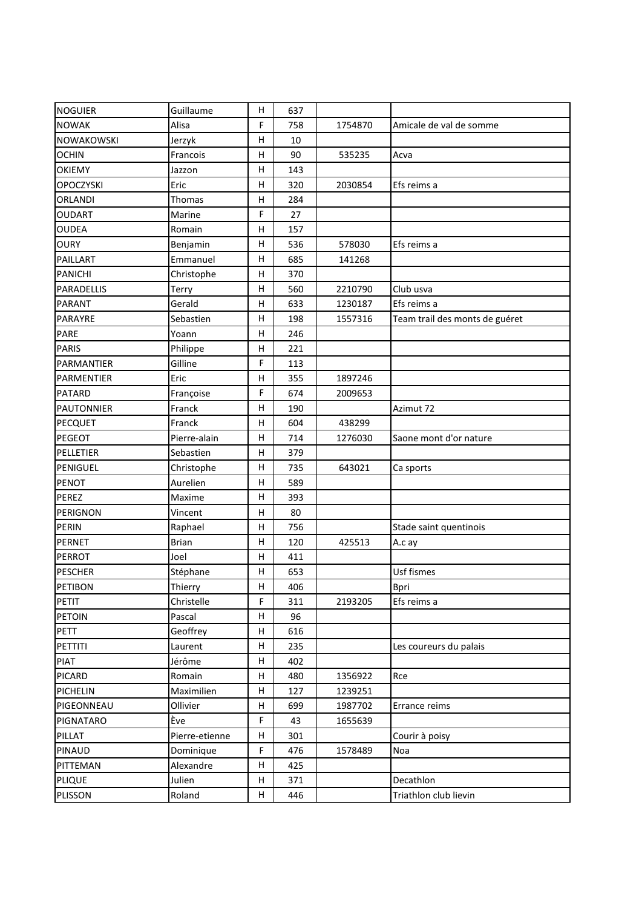| NOGUIER | Guillaume | H | 637 | | |
|---|---|---|---|---|---|
| NOWAK | Alisa | F | 758 | 1754870 | Amicale de val de somme |
| NOWAKOWSKI | Jerzyk | H | 10 | | |
| OCHIN | Francois | H | 90 | 535235 | Acva |
| OKIEMY | Jazzon | H | 143 | | |
| OPOCZYSKI | Eric | H | 320 | 2030854 | Efs reims a |
| ORLANDI | Thomas | H | 284 | | |
| OUDART | Marine | F | 27 | | |
| OUDEA | Romain | H | 157 | | |
| OURY | Benjamin | H | 536 | 578030 | Efs reims a |
| PAILLART | Emmanuel | H | 685 | 141268 | |
| PANICHI | Christophe | H | 370 | | |
| PARADELLIS | Terry | H | 560 | 2210790 | Club usva |
| PARANT | Gerald | H | 633 | 1230187 | Efs reims a |
| PARAYRE | Sebastien | H | 198 | 1557316 | Team trail des monts de guéret |
| PARE | Yoann | H | 246 | | |
| PARIS | Philippe | H | 221 | | |
| PARMANTIER | Gilline | F | 113 | | |
| PARMENTIER | Eric | H | 355 | 1897246 | |
| PATARD | Françoise | F | 674 | 2009653 | |
| PAUTONNIER | Franck | H | 190 | | Azimut 72 |
| PECQUET | Franck | H | 604 | 438299 | |
| PEGEOT | Pierre-alain | H | 714 | 1276030 | Saone mont d'or nature |
| PELLETIER | Sebastien | H | 379 | | |
| PENIGUEL | Christophe | H | 735 | 643021 | Ca sports |
| PENOT | Aurelien | H | 589 | | |
| PEREZ | Maxime | H | 393 | | |
| PERIGNON | Vincent | H | 80 | | |
| PERIN | Raphael | H | 756 | | Stade saint quentinois |
| PERNET | Brian | H | 120 | 425513 | A.c ay |
| PERROT | Joel | H | 411 | | |
| PESCHER | Stéphane | H | 653 | | Usf fismes |
| PETIBON | Thierry | H | 406 | | Bpri |
| PETIT | Christelle | F | 311 | 2193205 | Efs reims a |
| PETOIN | Pascal | H | 96 | | |
| PETT | Geoffrey | H | 616 | | |
| PETTITI | Laurent | H | 235 | | Les coureurs du palais |
| PIAT | Jérôme | H | 402 | | |
| PICARD | Romain | H | 480 | 1356922 | Rce |
| PICHELIN | Maximilien | H | 127 | 1239251 | |
| PIGEONNEAU | Ollivier | H | 699 | 1987702 | Errance reims |
| PIGNATARO | Ève | F | 43 | 1655639 | |
| PILLAT | Pierre-etienne | H | 301 | | Courir à poisy |
| PINAUD | Dominique | F | 476 | 1578489 | Noa |
| PITTEMAN | Alexandre | H | 425 | | |
| PLIQUE | Julien | H | 371 | | Decathlon |
| PLISSON | Roland | H | 446 | | Triathlon club lievin |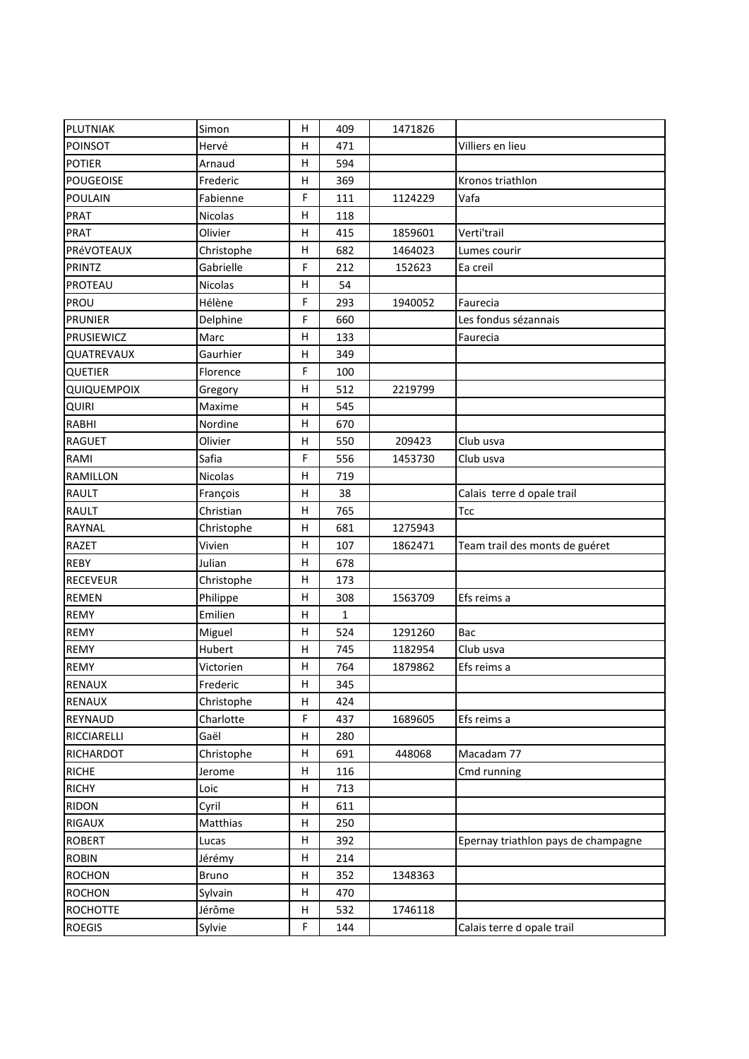| PLUTNIAK | Simon | H | 409 | 1471826 | |
|---|---|---|---|---|---|
| POINSOT | Hervé | H | 471 | | Villiers en lieu |
| POTIER | Arnaud | H | 594 | | |
| POUGEOISE | Frederic | H | 369 | | Kronos triathlon |
| POULAIN | Fabienne | F | 111 | 1124229 | Vafa |
| PRAT | Nicolas | H | 118 | | |
| PRAT | Olivier | H | 415 | 1859601 | Verti'trail |
| PRéVOTEAUX | Christophe | H | 682 | 1464023 | Lumes courir |
| PRINTZ | Gabrielle | F | 212 | 152623 | Ea creil |
| PROTEAU | Nicolas | H | 54 | | |
| PROU | Hélène | F | 293 | 1940052 | Faurecia |
| PRUNIER | Delphine | F | 660 | | Les fondus sézannais |
| PRUSIEWICZ | Marc | H | 133 | | Faurecia |
| QUATREVAUX | Gaurhier | H | 349 | | |
| QUETIER | Florence | F | 100 | | |
| QUIQUEMPOIX | Gregory | H | 512 | 2219799 | |
| QUIRI | Maxime | H | 545 | | |
| RABHI | Nordine | H | 670 | | |
| RAGUET | Olivier | H | 550 | 209423 | Club usva |
| RAMI | Safia | F | 556 | 1453730 | Club usva |
| RAMILLON | Nicolas | H | 719 | | |
| RAULT | François | H | 38 | | Calais  terre d opale trail |
| RAULT | Christian | H | 765 | | Tcc |
| RAYNAL | Christophe | H | 681 | 1275943 | |
| RAZET | Vivien | H | 107 | 1862471 | Team trail des monts de guéret |
| REBY | Julian | H | 678 | | |
| RECEVEUR | Christophe | H | 173 | | |
| REMEN | Philippe | H | 308 | 1563709 | Efs reims a |
| REMY | Emilien | H | 1 | | |
| REMY | Miguel | H | 524 | 1291260 | Bac |
| REMY | Hubert | H | 745 | 1182954 | Club usva |
| REMY | Victorien | H | 764 | 1879862 | Efs reims a |
| RENAUX | Frederic | H | 345 | | |
| RENAUX | Christophe | H | 424 | | |
| REYNAUD | Charlotte | F | 437 | 1689605 | Efs reims a |
| RICCIARELLI | Gaël | H | 280 | | |
| RICHARDOT | Christophe | H | 691 | 448068 | Macadam 77 |
| RICHE | Jerome | H | 116 | | Cmd running |
| RICHY | Loic | H | 713 | | |
| RIDON | Cyril | H | 611 | | |
| RIGAUX | Matthias | H | 250 | | |
| ROBERT | Lucas | H | 392 | | Epernay triathlon pays de champagne |
| ROBIN | Jérémy | H | 214 | | |
| ROCHON | Bruno | H | 352 | 1348363 | |
| ROCHON | Sylvain | H | 470 | | |
| ROCHOTTE | Jérôme | H | 532 | 1746118 | |
| ROEGIS | Sylvie | F | 144 | | Calais terre d opale trail |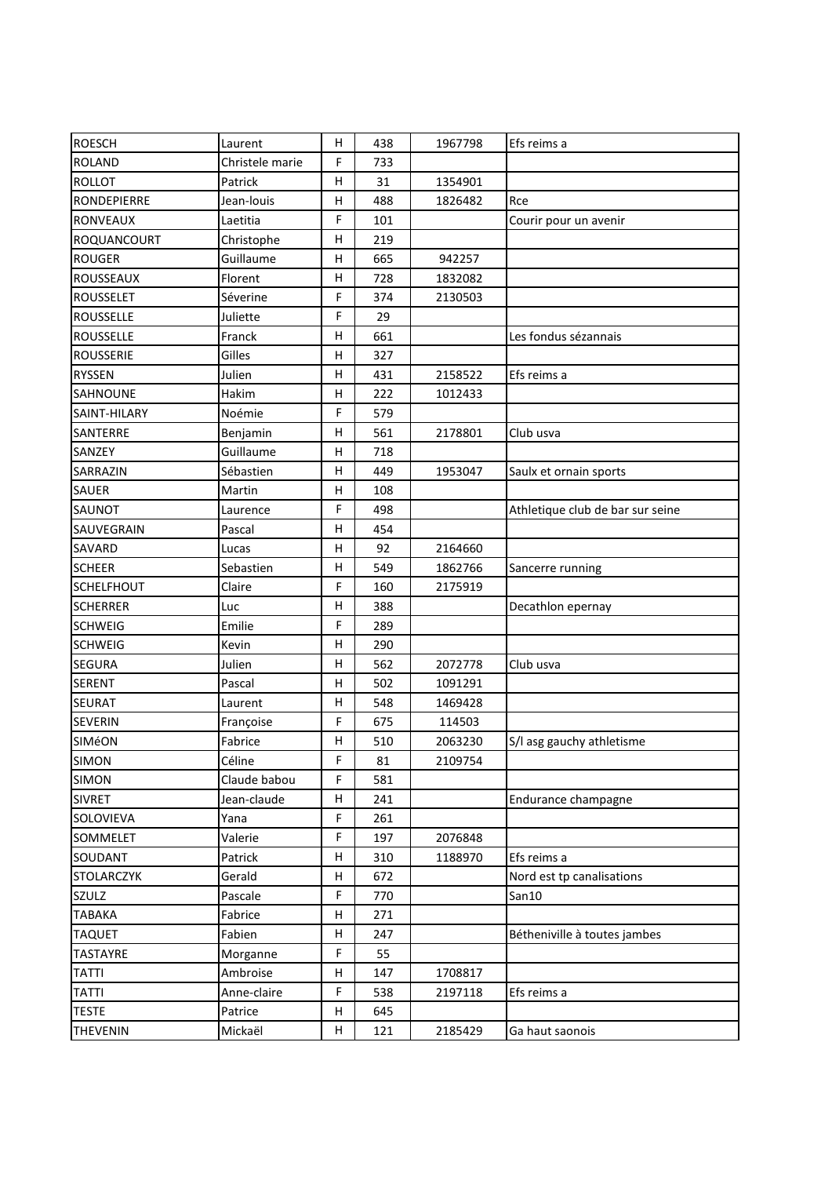| ROESCH | Laurent | H | 438 | 1967798 | Efs reims a |
|---|---|---|---|---|---|
| ROLAND | Christele marie | F | 733 | | |
| ROLLOT | Patrick | H | 31 | 1354901 | |
| RONDEPIERRE | Jean-louis | H | 488 | 1826482 | Rce |
| RONVEAUX | Laetitia | F | 101 | | Courir pour un avenir |
| ROQUANCOURT | Christophe | H | 219 | | |
| ROUGER | Guillaume | H | 665 | 942257 | |
| ROUSSEAUX | Florent | H | 728 | 1832082 | |
| ROUSSELET | Séverine | F | 374 | 2130503 | |
| ROUSSELLE | Juliette | F | 29 | | |
| ROUSSELLE | Franck | H | 661 | | Les fondus sézannais |
| ROUSSERIE | Gilles | H | 327 | | |
| RYSSEN | Julien | H | 431 | 2158522 | Efs reims a |
| SAHNOUNE | Hakim | H | 222 | 1012433 | |
| SAINT-HILARY | Noémie | F | 579 | | |
| SANTERRE | Benjamin | H | 561 | 2178801 | Club usva |
| SANZEY | Guillaume | H | 718 | | |
| SARRAZIN | Sébastien | H | 449 | 1953047 | Saulx et ornain sports |
| SAUER | Martin | H | 108 | | |
| SAUNOT | Laurence | F | 498 | | Athletique club de bar sur seine |
| SAUVEGRAIN | Pascal | H | 454 | | |
| SAVARD | Lucas | H | 92 | 2164660 | |
| SCHEER | Sebastien | H | 549 | 1862766 | Sancerre running |
| SCHELFHOUT | Claire | F | 160 | 2175919 | |
| SCHERRER | Luc | H | 388 | | Decathlon epernay |
| SCHWEIG | Emilie | F | 289 | | |
| SCHWEIG | Kevin | H | 290 | | |
| SEGURA | Julien | H | 562 | 2072778 | Club usva |
| SERENT | Pascal | H | 502 | 1091291 | |
| SEURAT | Laurent | H | 548 | 1469428 | |
| SEVERIN | Françoise | F | 675 | 114503 | |
| SIMéON | Fabrice | H | 510 | 2063230 | S/l asg gauchy athletisme |
| SIMON | Céline | F | 81 | 2109754 | |
| SIMON | Claude babou | F | 581 | | |
| SIVRET | Jean-claude | H | 241 | | Endurance champagne |
| SOLOVIEVA | Yana | F | 261 | | |
| SOMMELET | Valerie | F | 197 | 2076848 | |
| SOUDANT | Patrick | H | 310 | 1188970 | Efs reims a |
| STOLARCZYK | Gerald | H | 672 | | Nord est tp canalisations |
| SZULZ | Pascale | F | 770 | | San10 |
| TABAKA | Fabrice | H | 271 | | |
| TAQUET | Fabien | H | 247 | | Bétheniville à toutes jambes |
| TASTAYRE | Morganne | F | 55 | | |
| TATTI | Ambroise | H | 147 | 1708817 | |
| TATTI | Anne-claire | F | 538 | 2197118 | Efs reims a |
| TESTE | Patrice | H | 645 | | |
| THEVENIN | Mickaël | H | 121 | 2185429 | Ga haut saonois |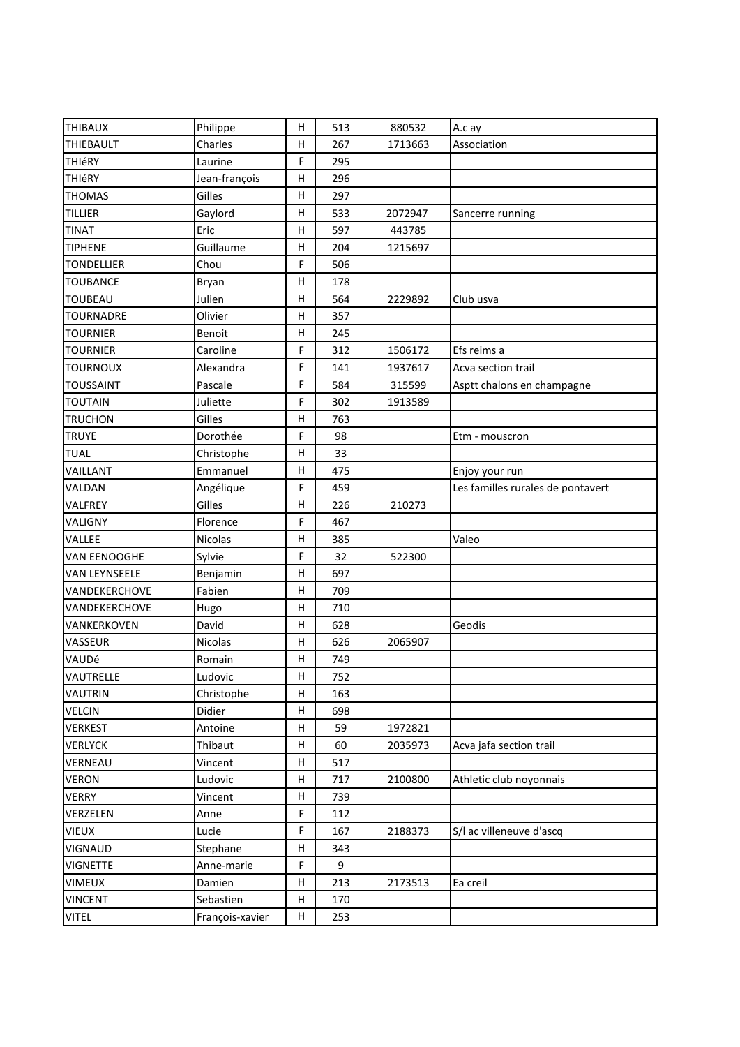| THIBAUX | Philippe | H | 513 | 880532 | A.c ay |
|---|---|---|---|---|---|
| THIEBAULT | Charles | H | 267 | 1713663 | Association |
| THIéRY | Laurine | F | 295 | | |
| THIéRY | Jean-françois | H | 296 | | |
| THOMAS | Gilles | H | 297 | | |
| TILLIER | Gaylord | H | 533 | 2072947 | Sancerre running |
| TINAT | Eric | H | 597 | 443785 | |
| TIPHENE | Guillaume | H | 204 | 1215697 | |
| TONDELLIER | Chou | F | 506 | | |
| TOUBANCE | Bryan | H | 178 | | |
| TOUBEAU | Julien | H | 564 | 2229892 | Club usva |
| TOURNADRE | Olivier | H | 357 | | |
| TOURNIER | Benoit | H | 245 | | |
| TOURNIER | Caroline | F | 312 | 1506172 | Efs reims a |
| TOURNOUX | Alexandra | F | 141 | 1937617 | Acva section trail |
| TOUSSAINT | Pascale | F | 584 | 315599 | Asptt chalons en champagne |
| TOUTAIN | Juliette | F | 302 | 1913589 | |
| TRUCHON | Gilles | H | 763 | | |
| TRUYE | Dorothée | F | 98 | | Etm - mouscron |
| TUAL | Christophe | H | 33 | | |
| VAILLANT | Emmanuel | H | 475 | | Enjoy your run |
| VALDAN | Angélique | F | 459 | | Les familles rurales de pontavert |
| VALFREY | Gilles | H | 226 | 210273 | |
| VALIGNY | Florence | F | 467 | | |
| VALLEE | Nicolas | H | 385 | | Valeo |
| VAN EENOOGHE | Sylvie | F | 32 | 522300 | |
| VAN LEYNSEELE | Benjamin | H | 697 | | |
| VANDEKERCHOVE | Fabien | H | 709 | | |
| VANDEKERCHOVE | Hugo | H | 710 | | |
| VANKERKOVEN | David | H | 628 | | Geodis |
| VASSEUR | Nicolas | H | 626 | 2065907 | |
| VAUDé | Romain | H | 749 | | |
| VAUTRELLE | Ludovic | H | 752 | | |
| VAUTRIN | Christophe | H | 163 | | |
| VELCIN | Didier | H | 698 | | |
| VERKEST | Antoine | H | 59 | 1972821 | |
| VERLYCK | Thibaut | H | 60 | 2035973 | Acva jafa section trail |
| VERNEAU | Vincent | H | 517 | | |
| VERON | Ludovic | H | 717 | 2100800 | Athletic club noyonnais |
| VERRY | Vincent | H | 739 | | |
| VERZELEN | Anne | F | 112 | | |
| VIEUX | Lucie | F | 167 | 2188373 | S/l ac villeneuve d'ascq |
| VIGNAUD | Stephane | H | 343 | | |
| VIGNETTE | Anne-marie | F | 9 | | |
| VIMEUX | Damien | H | 213 | 2173513 | Ea creil |
| VINCENT | Sebastien | H | 170 | | |
| VITEL | François-xavier | H | 253 | | |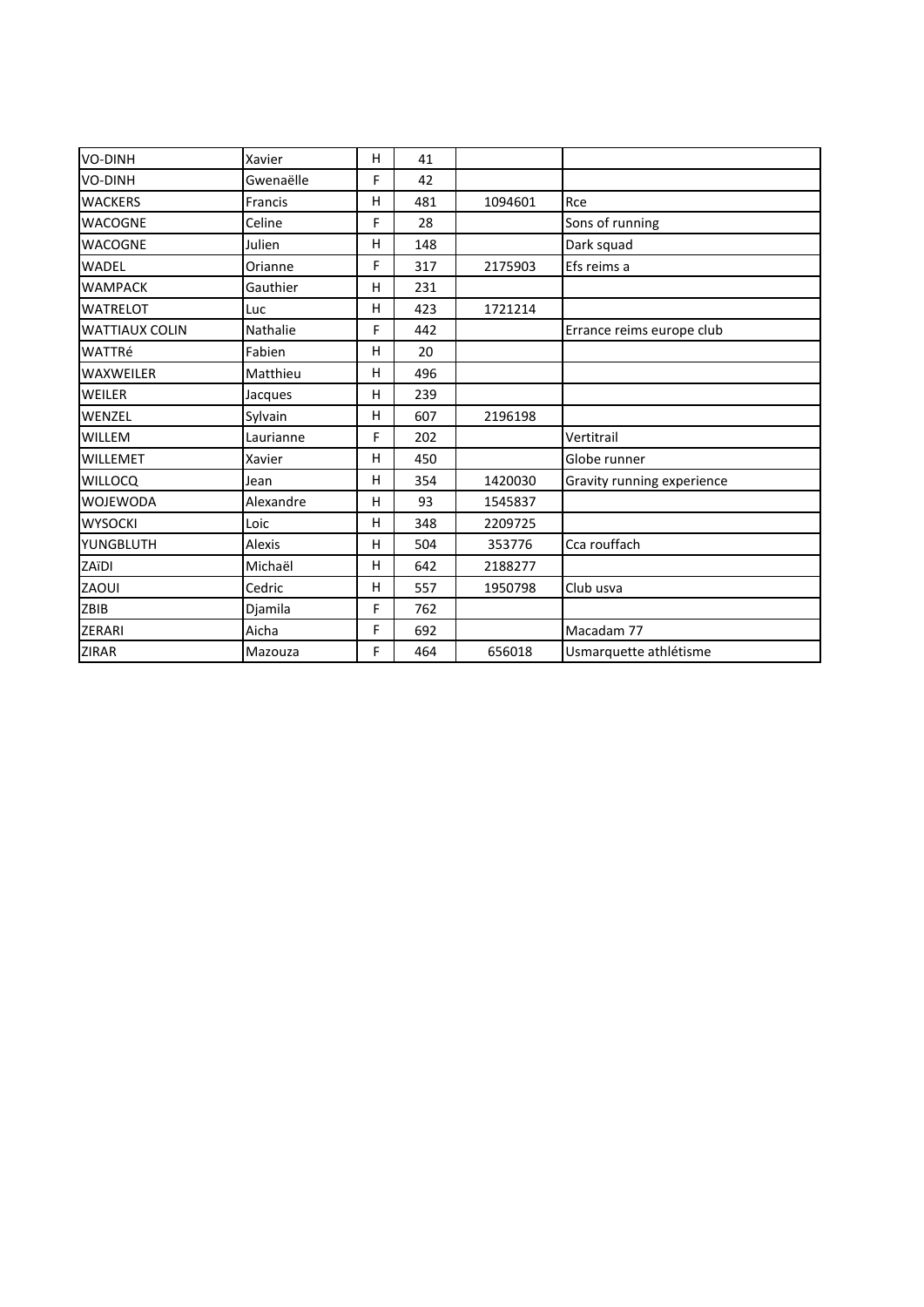| | | | | | |
|---|---|---|---|---|---|
| VO-DINH | Xavier | H | 41 | | |
| VO-DINH | Gwenaëlle | F | 42 | | |
| WACKERS | Francis | H | 481 | 1094601 | Rce |
| WACOGNE | Celine | F | 28 | | Sons of running |
| WACOGNE | Julien | H | 148 | | Dark squad |
| WADEL | Orianne | F | 317 | 2175903 | Efs reims a |
| WAMPACK | Gauthier | H | 231 | | |
| WATRELOT | Luc | H | 423 | 1721214 | |
| WATTIAUX COLIN | Nathalie | F | 442 | | Errance reims europe club |
| WATTRé | Fabien | H | 20 | | |
| WAXWEILER | Matthieu | H | 496 | | |
| WEILER | Jacques | H | 239 | | |
| WENZEL | Sylvain | H | 607 | 2196198 | |
| WILLEM | Laurianne | F | 202 | | Vertitrail |
| WILLEMET | Xavier | H | 450 | | Globe runner |
| WILLOCQ | Jean | H | 354 | 1420030 | Gravity running experience |
| WOJEWODA | Alexandre | H | 93 | 1545837 | |
| WYSOCKI | Loic | H | 348 | 2209725 | |
| YUNGBLUTH | Alexis | H | 504 | 353776 | Cca rouffach |
| ZAïDI | Michaël | H | 642 | 2188277 | |
| ZAOUI | Cedric | H | 557 | 1950798 | Club usva |
| ZBIB | Djamila | F | 762 | | |
| ZERARI | Aicha | F | 692 | | Macadam 77 |
| ZIRAR | Mazouza | F | 464 | 656018 | Usmarquette athlétisme |